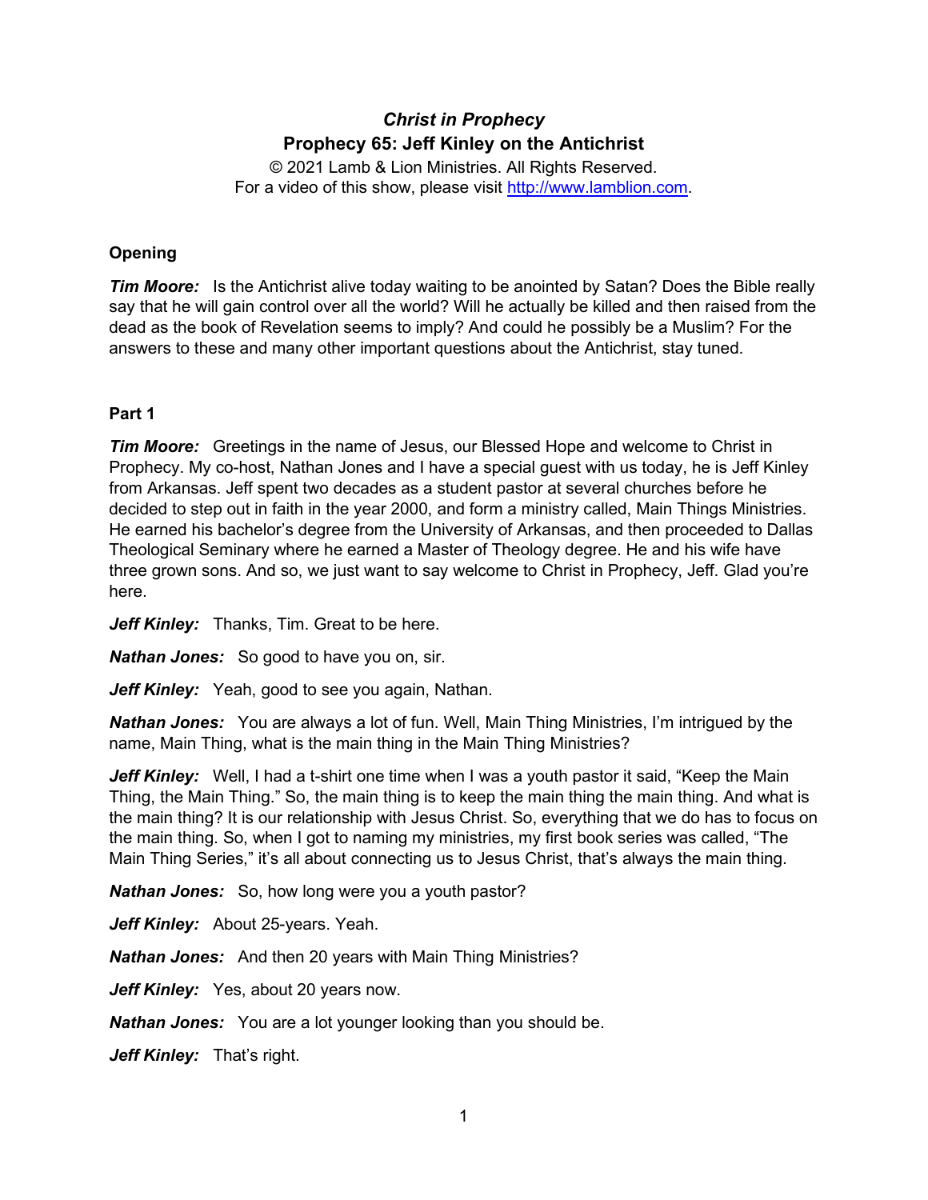# *Christ in Prophecy*
## Prophecy 65: Jeff Kinley on the Antichrist

© 2021 Lamb & Lion Ministries. All Rights Reserved.
For a video of this show, please visit http://www.lamblion.com.

### Opening

***Tim Moore:*** Is the Antichrist alive today waiting to be anointed by Satan? Does the Bible really say that he will gain control over all the world? Will he actually be killed and then raised from the dead as the book of Revelation seems to imply? And could he possibly be a Muslim? For the answers to these and many other important questions about the Antichrist, stay tuned.

### Part 1

***Tim Moore:*** Greetings in the name of Jesus, our Blessed Hope and welcome to Christ in Prophecy. My co-host, Nathan Jones and I have a special guest with us today, he is Jeff Kinley from Arkansas. Jeff spent two decades as a student pastor at several churches before he decided to step out in faith in the year 2000, and form a ministry called, Main Things Ministries. He earned his bachelor's degree from the University of Arkansas, and then proceeded to Dallas Theological Seminary where he earned a Master of Theology degree. He and his wife have three grown sons. And so, we just want to say welcome to Christ in Prophecy, Jeff. Glad you're here.

***Jeff Kinley:*** Thanks, Tim. Great to be here.

***Nathan Jones:*** So good to have you on, sir.

***Jeff Kinley:*** Yeah, good to see you again, Nathan.

***Nathan Jones:*** You are always a lot of fun. Well, Main Thing Ministries, I'm intrigued by the name, Main Thing, what is the main thing in the Main Thing Ministries?

***Jeff Kinley:*** Well, I had a t-shirt one time when I was a youth pastor it said, "Keep the Main Thing, the Main Thing." So, the main thing is to keep the main thing the main thing. And what is the main thing? It is our relationship with Jesus Christ. So, everything that we do has to focus on the main thing. So, when I got to naming my ministries, my first book series was called, "The Main Thing Series," it's all about connecting us to Jesus Christ, that's always the main thing.

***Nathan Jones:*** So, how long were you a youth pastor?

***Jeff Kinley:*** About 25-years. Yeah.

***Nathan Jones:*** And then 20 years with Main Thing Ministries?

***Jeff Kinley:*** Yes, about 20 years now.

***Nathan Jones:*** You are a lot younger looking than you should be.

***Jeff Kinley:*** That's right.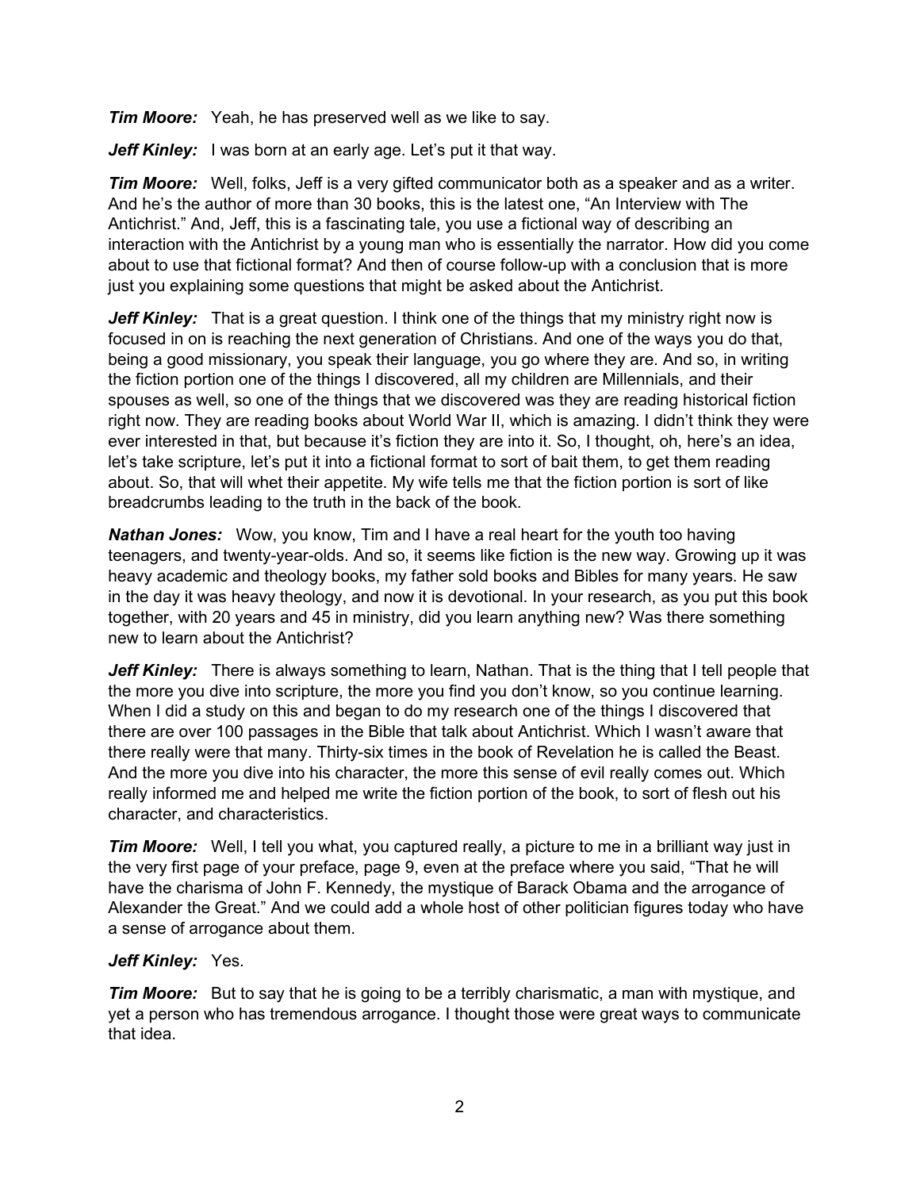***Tim Moore:*** Yeah, he has preserved well as we like to say.

***Jeff Kinley:*** I was born at an early age. Let's put it that way.

***Tim Moore:*** Well, folks, Jeff is a very gifted communicator both as a speaker and as a writer. And he's the author of more than 30 books, this is the latest one, "An Interview with The Antichrist." And, Jeff, this is a fascinating tale, you use a fictional way of describing an interaction with the Antichrist by a young man who is essentially the narrator. How did you come about to use that fictional format? And then of course follow-up with a conclusion that is more just you explaining some questions that might be asked about the Antichrist.

***Jeff Kinley:*** That is a great question. I think one of the things that my ministry right now is focused in on is reaching the next generation of Christians. And one of the ways you do that, being a good missionary, you speak their language, you go where they are. And so, in writing the fiction portion one of the things I discovered, all my children are Millennials, and their spouses as well, so one of the things that we discovered was they are reading historical fiction right now. They are reading books about World War II, which is amazing. I didn't think they were ever interested in that, but because it's fiction they are into it. So, I thought, oh, here's an idea, let's take scripture, let's put it into a fictional format to sort of bait them, to get them reading about. So, that will whet their appetite. My wife tells me that the fiction portion is sort of like breadcrumbs leading to the truth in the back of the book.

***Nathan Jones:*** Wow, you know, Tim and I have a real heart for the youth too having teenagers, and twenty-year-olds. And so, it seems like fiction is the new way. Growing up it was heavy academic and theology books, my father sold books and Bibles for many years. He saw in the day it was heavy theology, and now it is devotional. In your research, as you put this book together, with 20 years and 45 in ministry, did you learn anything new? Was there something new to learn about the Antichrist?

***Jeff Kinley:*** There is always something to learn, Nathan. That is the thing that I tell people that the more you dive into scripture, the more you find you don't know, so you continue learning. When I did a study on this and began to do my research one of the things I discovered that there are over 100 passages in the Bible that talk about Antichrist. Which I wasn't aware that there really were that many. Thirty-six times in the book of Revelation he is called the Beast. And the more you dive into his character, the more this sense of evil really comes out. Which really informed me and helped me write the fiction portion of the book, to sort of flesh out his character, and characteristics.

***Tim Moore:*** Well, I tell you what, you captured really, a picture to me in a brilliant way just in the very first page of your preface, page 9, even at the preface where you said, "That he will have the charisma of John F. Kennedy, the mystique of Barack Obama and the arrogance of Alexander the Great." And we could add a whole host of other politician figures today who have a sense of arrogance about them.

***Jeff Kinley:*** Yes.

***Tim Moore:*** But to say that he is going to be a terribly charismatic, a man with mystique, and yet a person who has tremendous arrogance. I thought those were great ways to communicate that idea.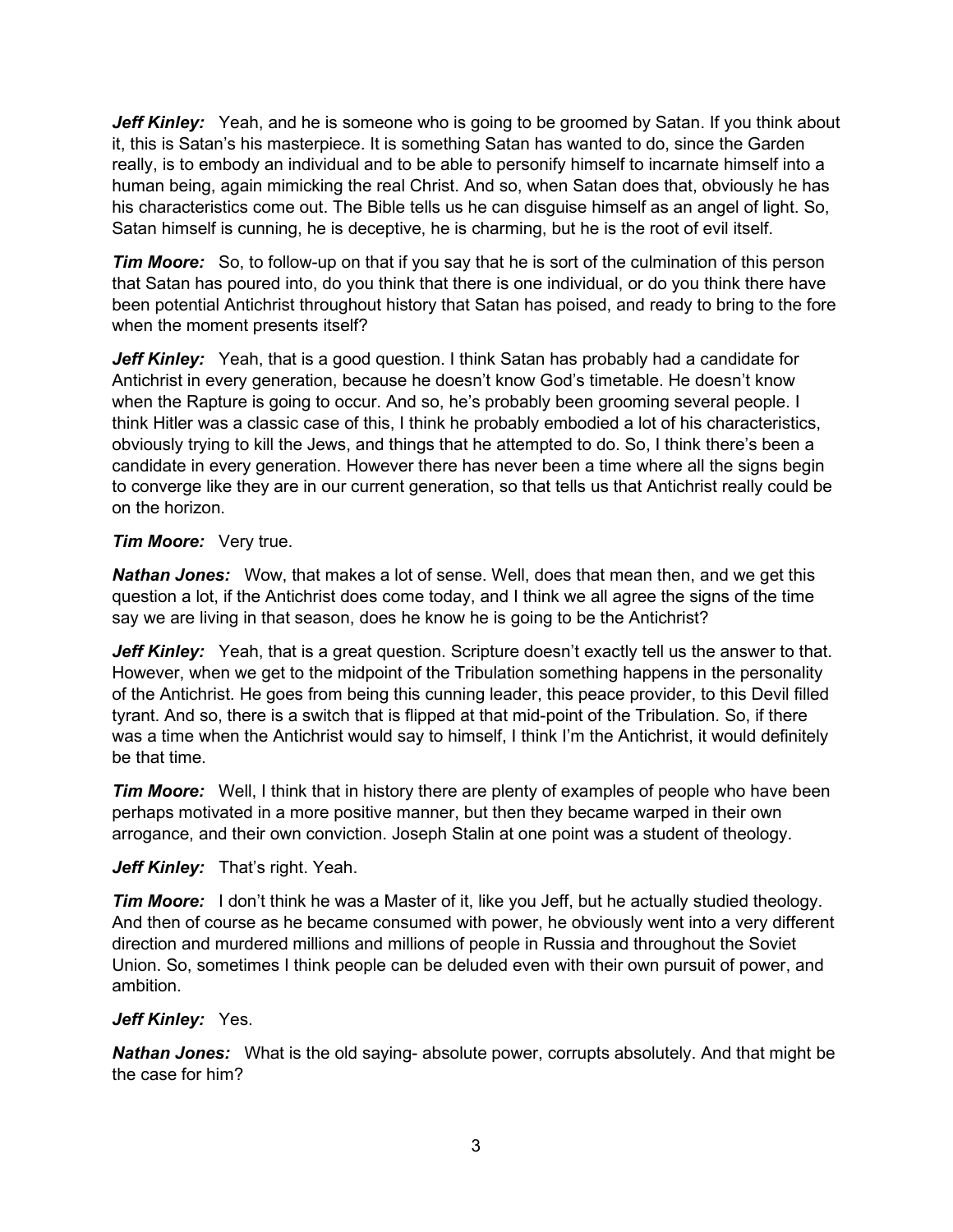***Jeff Kinley:*** Yeah, and he is someone who is going to be groomed by Satan. If you think about it, this is Satan's his masterpiece. It is something Satan has wanted to do, since the Garden really, is to embody an individual and to be able to personify himself to incarnate himself into a human being, again mimicking the real Christ. And so, when Satan does that, obviously he has his characteristics come out. The Bible tells us he can disguise himself as an angel of light. So, Satan himself is cunning, he is deceptive, he is charming, but he is the root of evil itself.

***Tim Moore:*** So, to follow-up on that if you say that he is sort of the culmination of this person that Satan has poured into, do you think that there is one individual, or do you think there have been potential Antichrist throughout history that Satan has poised, and ready to bring to the fore when the moment presents itself?

***Jeff Kinley:*** Yeah, that is a good question. I think Satan has probably had a candidate for Antichrist in every generation, because he doesn't know God's timetable. He doesn't know when the Rapture is going to occur. And so, he's probably been grooming several people. I think Hitler was a classic case of this, I think he probably embodied a lot of his characteristics, obviously trying to kill the Jews, and things that he attempted to do. So, I think there's been a candidate in every generation. However there has never been a time where all the signs begin to converge like they are in our current generation, so that tells us that Antichrist really could be on the horizon.

***Tim Moore:*** Very true.

***Nathan Jones:*** Wow, that makes a lot of sense. Well, does that mean then, and we get this question a lot, if the Antichrist does come today, and I think we all agree the signs of the time say we are living in that season, does he know he is going to be the Antichrist?

***Jeff Kinley:*** Yeah, that is a great question. Scripture doesn't exactly tell us the answer to that. However, when we get to the midpoint of the Tribulation something happens in the personality of the Antichrist. He goes from being this cunning leader, this peace provider, to this Devil filled tyrant. And so, there is a switch that is flipped at that mid-point of the Tribulation. So, if there was a time when the Antichrist would say to himself, I think I'm the Antichrist, it would definitely be that time.

***Tim Moore:*** Well, I think that in history there are plenty of examples of people who have been perhaps motivated in a more positive manner, but then they became warped in their own arrogance, and their own conviction. Joseph Stalin at one point was a student of theology.

***Jeff Kinley:*** That's right. Yeah.

***Tim Moore:*** I don't think he was a Master of it, like you Jeff, but he actually studied theology. And then of course as he became consumed with power, he obviously went into a very different direction and murdered millions and millions of people in Russia and throughout the Soviet Union. So, sometimes I think people can be deluded even with their own pursuit of power, and ambition.

***Jeff Kinley:*** Yes.

***Nathan Jones:*** What is the old saying- absolute power, corrupts absolutely. And that might be the case for him?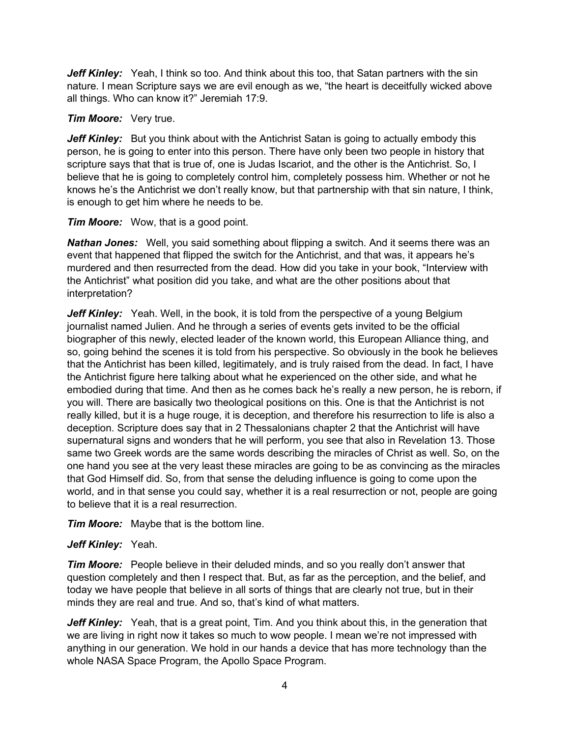***Jeff Kinley:*** Yeah, I think so too. And think about this too, that Satan partners with the sin nature. I mean Scripture says we are evil enough as we, "the heart is deceitfully wicked above all things. Who can know it?" Jeremiah 17:9.

***Tim Moore:*** Very true.

***Jeff Kinley:*** But you think about with the Antichrist Satan is going to actually embody this person, he is going to enter into this person. There have only been two people in history that scripture says that that is true of, one is Judas Iscariot, and the other is the Antichrist. So, I believe that he is going to completely control him, completely possess him. Whether or not he knows he's the Antichrist we don't really know, but that partnership with that sin nature, I think, is enough to get him where he needs to be.

***Tim Moore:*** Wow, that is a good point.

***Nathan Jones:*** Well, you said something about flipping a switch. And it seems there was an event that happened that flipped the switch for the Antichrist, and that was, it appears he's murdered and then resurrected from the dead. How did you take in your book, "Interview with the Antichrist" what position did you take, and what are the other positions about that interpretation?

***Jeff Kinley:*** Yeah. Well, in the book, it is told from the perspective of a young Belgium journalist named Julien. And he through a series of events gets invited to be the official biographer of this newly, elected leader of the known world, this European Alliance thing, and so, going behind the scenes it is told from his perspective. So obviously in the book he believes that the Antichrist has been killed, legitimately, and is truly raised from the dead. In fact, I have the Antichrist figure here talking about what he experienced on the other side, and what he embodied during that time. And then as he comes back he's really a new person, he is reborn, if you will. There are basically two theological positions on this. One is that the Antichrist is not really killed, but it is a huge rouge, it is deception, and therefore his resurrection to life is also a deception. Scripture does say that in 2 Thessalonians chapter 2 that the Antichrist will have supernatural signs and wonders that he will perform, you see that also in Revelation 13. Those same two Greek words are the same words describing the miracles of Christ as well. So, on the one hand you see at the very least these miracles are going to be as convincing as the miracles that God Himself did. So, from that sense the deluding influence is going to come upon the world, and in that sense you could say, whether it is a real resurrection or not, people are going to believe that it is a real resurrection.

***Tim Moore:*** Maybe that is the bottom line.

***Jeff Kinley:*** Yeah.

***Tim Moore:*** People believe in their deluded minds, and so you really don't answer that question completely and then I respect that. But, as far as the perception, and the belief, and today we have people that believe in all sorts of things that are clearly not true, but in their minds they are real and true. And so, that's kind of what matters.

***Jeff Kinley:*** Yeah, that is a great point, Tim. And you think about this, in the generation that we are living in right now it takes so much to wow people. I mean we're not impressed with anything in our generation. We hold in our hands a device that has more technology than the whole NASA Space Program, the Apollo Space Program.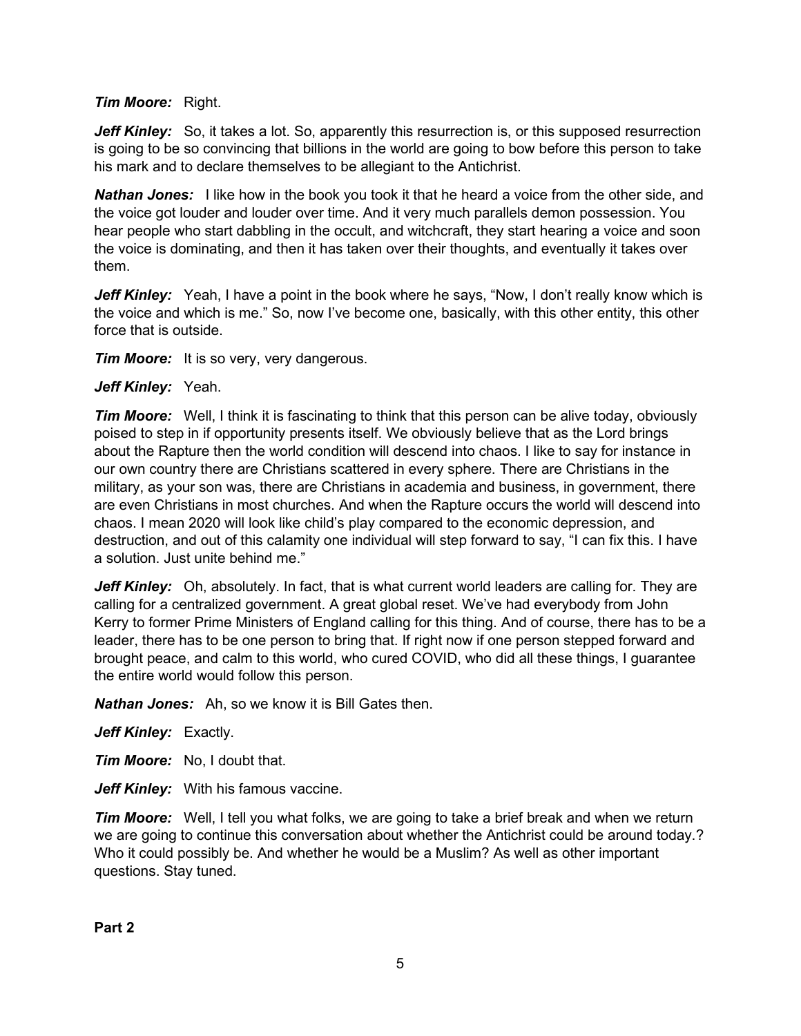***Tim Moore:*** Right.

***Jeff Kinley:*** So, it takes a lot. So, apparently this resurrection is, or this supposed resurrection is going to be so convincing that billions in the world are going to bow before this person to take his mark and to declare themselves to be allegiant to the Antichrist.

***Nathan Jones:*** I like how in the book you took it that he heard a voice from the other side, and the voice got louder and louder over time. And it very much parallels demon possession. You hear people who start dabbling in the occult, and witchcraft, they start hearing a voice and soon the voice is dominating, and then it has taken over their thoughts, and eventually it takes over them.

***Jeff Kinley:*** Yeah, I have a point in the book where he says, "Now, I don't really know which is the voice and which is me." So, now I've become one, basically, with this other entity, this other force that is outside.

***Tim Moore:*** It is so very, very dangerous.

***Jeff Kinley:*** Yeah.

***Tim Moore:*** Well, I think it is fascinating to think that this person can be alive today, obviously poised to step in if opportunity presents itself. We obviously believe that as the Lord brings about the Rapture then the world condition will descend into chaos. I like to say for instance in our own country there are Christians scattered in every sphere. There are Christians in the military, as your son was, there are Christians in academia and business, in government, there are even Christians in most churches. And when the Rapture occurs the world will descend into chaos. I mean 2020 will look like child's play compared to the economic depression, and destruction, and out of this calamity one individual will step forward to say, "I can fix this. I have a solution. Just unite behind me."

***Jeff Kinley:*** Oh, absolutely. In fact, that is what current world leaders are calling for. They are calling for a centralized government. A great global reset. We've had everybody from John Kerry to former Prime Ministers of England calling for this thing. And of course, there has to be a leader, there has to be one person to bring that. If right now if one person stepped forward and brought peace, and calm to this world, who cured COVID, who did all these things, I guarantee the entire world would follow this person.

***Nathan Jones:*** Ah, so we know it is Bill Gates then.

***Jeff Kinley:*** Exactly.

***Tim Moore:*** No, I doubt that.

***Jeff Kinley:*** With his famous vaccine.

***Tim Moore:*** Well, I tell you what folks, we are going to take a brief break and when we return we are going to continue this conversation about whether the Antichrist could be around today.? Who it could possibly be. And whether he would be a Muslim? As well as other important questions. Stay tuned.

**Part 2**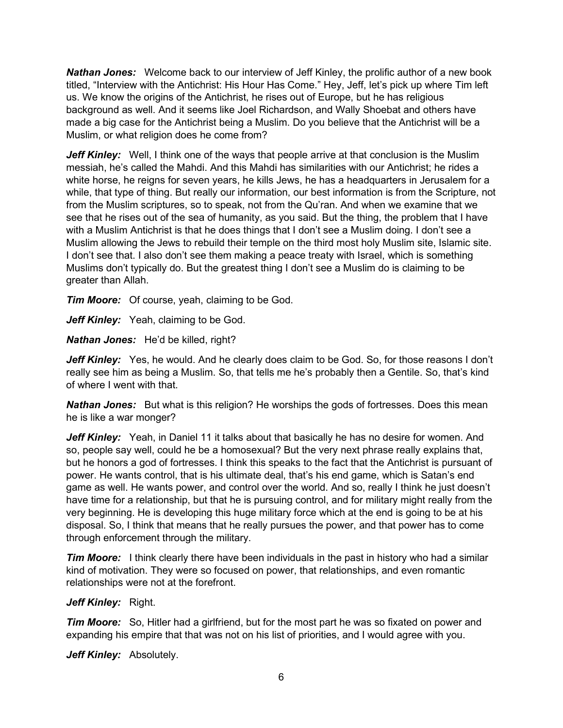***Nathan Jones:*** Welcome back to our interview of Jeff Kinley, the prolific author of a new book titled, "Interview with the Antichrist: His Hour Has Come." Hey, Jeff, let's pick up where Tim left us. We know the origins of the Antichrist, he rises out of Europe, but he has religious background as well. And it seems like Joel Richardson, and Wally Shoebat and others have made a big case for the Antichrist being a Muslim. Do you believe that the Antichrist will be a Muslim, or what religion does he come from?

***Jeff Kinley:*** Well, I think one of the ways that people arrive at that conclusion is the Muslim messiah, he's called the Mahdi. And this Mahdi has similarities with our Antichrist; he rides a white horse, he reigns for seven years, he kills Jews, he has a headquarters in Jerusalem for a while, that type of thing. But really our information, our best information is from the Scripture, not from the Muslim scriptures, so to speak, not from the Qu'ran. And when we examine that we see that he rises out of the sea of humanity, as you said. But the thing, the problem that I have with a Muslim Antichrist is that he does things that I don't see a Muslim doing. I don't see a Muslim allowing the Jews to rebuild their temple on the third most holy Muslim site, Islamic site. I don't see that. I also don't see them making a peace treaty with Israel, which is something Muslims don't typically do. But the greatest thing I don't see a Muslim do is claiming to be greater than Allah.

***Tim Moore:*** Of course, yeah, claiming to be God.

***Jeff Kinley:*** Yeah, claiming to be God.

***Nathan Jones:*** He'd be killed, right?

***Jeff Kinley:*** Yes, he would. And he clearly does claim to be God. So, for those reasons I don't really see him as being a Muslim. So, that tells me he's probably then a Gentile. So, that's kind of where I went with that.

***Nathan Jones:*** But what is this religion? He worships the gods of fortresses. Does this mean he is like a war monger?

***Jeff Kinley:*** Yeah, in Daniel 11 it talks about that basically he has no desire for women. And so, people say well, could he be a homosexual? But the very next phrase really explains that, but he honors a god of fortresses. I think this speaks to the fact that the Antichrist is pursuant of power. He wants control, that is his ultimate deal, that's his end game, which is Satan's end game as well. He wants power, and control over the world. And so, really I think he just doesn't have time for a relationship, but that he is pursuing control, and for military might really from the very beginning. He is developing this huge military force which at the end is going to be at his disposal. So, I think that means that he really pursues the power, and that power has to come through enforcement through the military.

***Tim Moore:*** I think clearly there have been individuals in the past in history who had a similar kind of motivation. They were so focused on power, that relationships, and even romantic relationships were not at the forefront.

***Jeff Kinley:*** Right.

***Tim Moore:*** So, Hitler had a girlfriend, but for the most part he was so fixated on power and expanding his empire that that was not on his list of priorities, and I would agree with you.

***Jeff Kinley:*** Absolutely.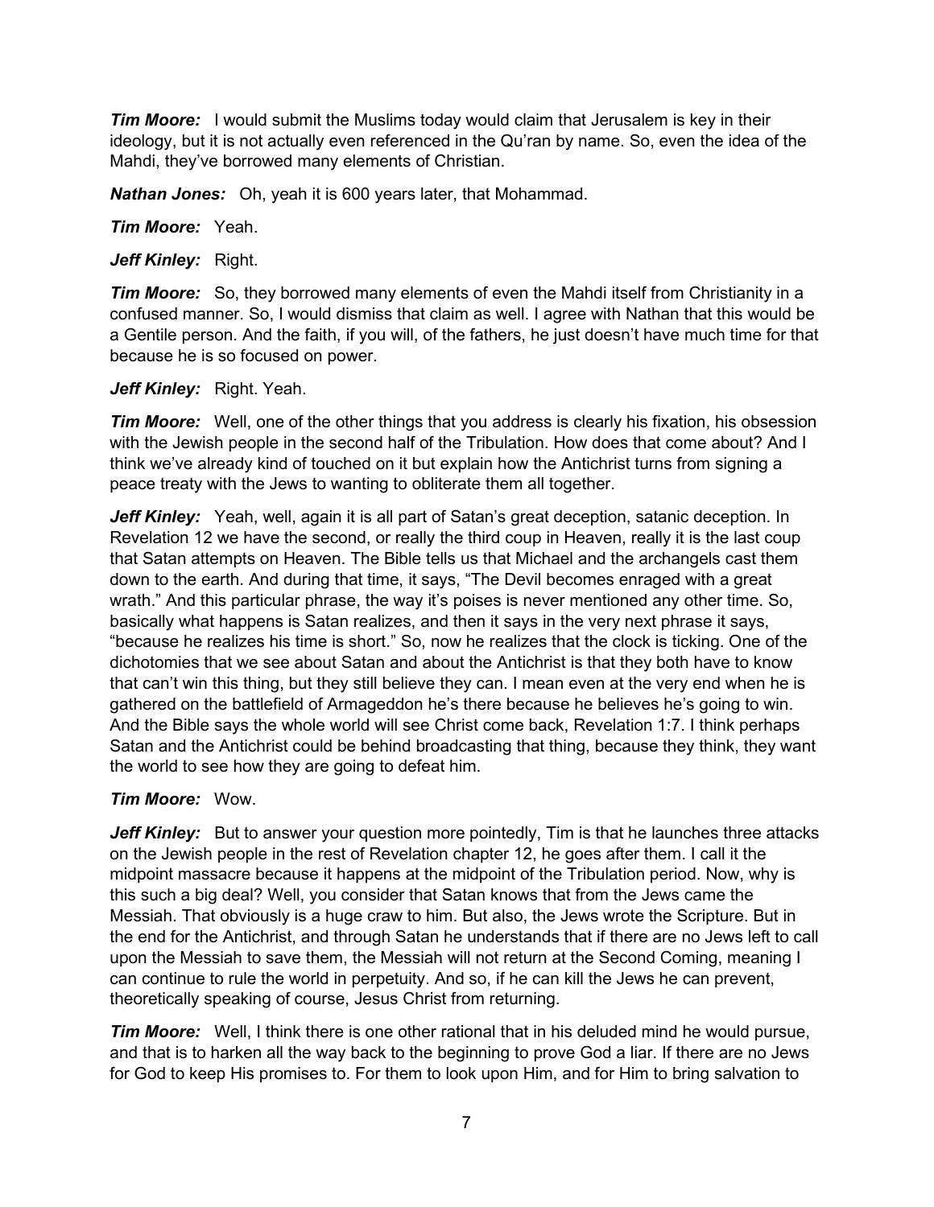***Tim Moore:*** I would submit the Muslims today would claim that Jerusalem is key in their ideology, but it is not actually even referenced in the Qu'ran by name. So, even the idea of the Mahdi, they've borrowed many elements of Christian.

***Nathan Jones:*** Oh, yeah it is 600 years later, that Mohammad.

***Tim Moore:*** Yeah.

***Jeff Kinley:*** Right.

***Tim Moore:*** So, they borrowed many elements of even the Mahdi itself from Christianity in a confused manner. So, I would dismiss that claim as well. I agree with Nathan that this would be a Gentile person. And the faith, if you will, of the fathers, he just doesn't have much time for that because he is so focused on power.

***Jeff Kinley:*** Right. Yeah.

***Tim Moore:*** Well, one of the other things that you address is clearly his fixation, his obsession with the Jewish people in the second half of the Tribulation. How does that come about? And I think we've already kind of touched on it but explain how the Antichrist turns from signing a peace treaty with the Jews to wanting to obliterate them all together.

***Jeff Kinley:*** Yeah, well, again it is all part of Satan's great deception, satanic deception. In Revelation 12 we have the second, or really the third coup in Heaven, really it is the last coup that Satan attempts on Heaven. The Bible tells us that Michael and the archangels cast them down to the earth. And during that time, it says, "The Devil becomes enraged with a great wrath." And this particular phrase, the way it's poises is never mentioned any other time. So, basically what happens is Satan realizes, and then it says in the very next phrase it says, "because he realizes his time is short." So, now he realizes that the clock is ticking. One of the dichotomies that we see about Satan and about the Antichrist is that they both have to know that can't win this thing, but they still believe they can. I mean even at the very end when he is gathered on the battlefield of Armageddon he's there because he believes he's going to win. And the Bible says the whole world will see Christ come back, Revelation 1:7. I think perhaps Satan and the Antichrist could be behind broadcasting that thing, because they think, they want the world to see how they are going to defeat him.

***Tim Moore:*** Wow.

***Jeff Kinley:*** But to answer your question more pointedly, Tim is that he launches three attacks on the Jewish people in the rest of Revelation chapter 12, he goes after them. I call it the midpoint massacre because it happens at the midpoint of the Tribulation period. Now, why is this such a big deal? Well, you consider that Satan knows that from the Jews came the Messiah. That obviously is a huge craw to him. But also, the Jews wrote the Scripture. But in the end for the Antichrist, and through Satan he understands that if there are no Jews left to call upon the Messiah to save them, the Messiah will not return at the Second Coming, meaning I can continue to rule the world in perpetuity. And so, if he can kill the Jews he can prevent, theoretically speaking of course, Jesus Christ from returning.

***Tim Moore:*** Well, I think there is one other rational that in his deluded mind he would pursue, and that is to harken all the way back to the beginning to prove God a liar. If there are no Jews for God to keep His promises to. For them to look upon Him, and for Him to bring salvation to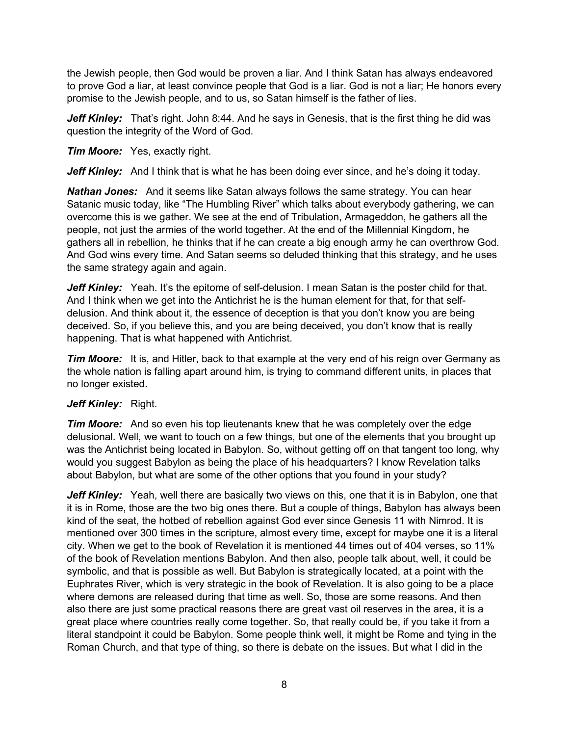the Jewish people, then God would be proven a liar. And I think Satan has always endeavored to prove God a liar, at least convince people that God is a liar. God is not a liar; He honors every promise to the Jewish people, and to us, so Satan himself is the father of lies.

***Jeff Kinley:*** That's right. John 8:44. And he says in Genesis, that is the first thing he did was question the integrity of the Word of God.

***Tim Moore:*** Yes, exactly right.

***Jeff Kinley:*** And I think that is what he has been doing ever since, and he's doing it today.

***Nathan Jones:*** And it seems like Satan always follows the same strategy. You can hear Satanic music today, like "The Humbling River" which talks about everybody gathering, we can overcome this is we gather. We see at the end of Tribulation, Armageddon, he gathers all the people, not just the armies of the world together. At the end of the Millennial Kingdom, he gathers all in rebellion, he thinks that if he can create a big enough army he can overthrow God. And God wins every time. And Satan seems so deluded thinking that this strategy, and he uses the same strategy again and again.

***Jeff Kinley:*** Yeah. It's the epitome of self-delusion. I mean Satan is the poster child for that. And I think when we get into the Antichrist he is the human element for that, for that self-delusion. And think about it, the essence of deception is that you don't know you are being deceived. So, if you believe this, and you are being deceived, you don't know that is really happening. That is what happened with Antichrist.

***Tim Moore:*** It is, and Hitler, back to that example at the very end of his reign over Germany as the whole nation is falling apart around him, is trying to command different units, in places that no longer existed.

***Jeff Kinley:*** Right.

***Tim Moore:*** And so even his top lieutenants knew that he was completely over the edge delusional. Well, we want to touch on a few things, but one of the elements that you brought up was the Antichrist being located in Babylon. So, without getting off on that tangent too long, why would you suggest Babylon as being the place of his headquarters? I know Revelation talks about Babylon, but what are some of the other options that you found in your study?

***Jeff Kinley:*** Yeah, well there are basically two views on this, one that it is in Babylon, one that it is in Rome, those are the two big ones there. But a couple of things, Babylon has always been kind of the seat, the hotbed of rebellion against God ever since Genesis 11 with Nimrod. It is mentioned over 300 times in the scripture, almost every time, except for maybe one it is a literal city. When we get to the book of Revelation it is mentioned 44 times out of 404 verses, so 11% of the book of Revelation mentions Babylon. And then also, people talk about, well, it could be symbolic, and that is possible as well. But Babylon is strategically located, at a point with the Euphrates River, which is very strategic in the book of Revelation. It is also going to be a place where demons are released during that time as well. So, those are some reasons. And then also there are just some practical reasons there are great vast oil reserves in the area, it is a great place where countries really come together. So, that really could be, if you take it from a literal standpoint it could be Babylon. Some people think well, it might be Rome and tying in the Roman Church, and that type of thing, so there is debate on the issues. But what I did in the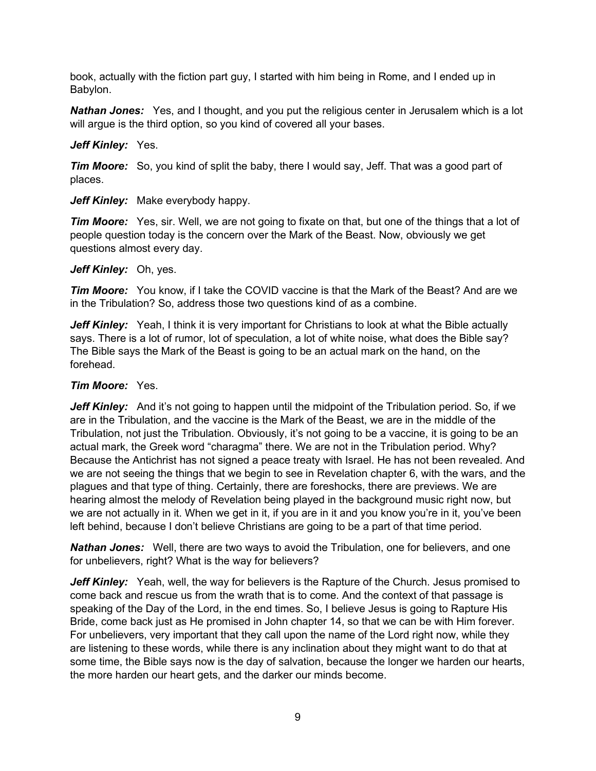book, actually with the fiction part guy, I started with him being in Rome, and I ended up in Babylon.

***Nathan Jones:*** Yes, and I thought, and you put the religious center in Jerusalem which is a lot will argue is the third option, so you kind of covered all your bases.

***Jeff Kinley:*** Yes.

***Tim Moore:*** So, you kind of split the baby, there I would say, Jeff. That was a good part of places.

***Jeff Kinley:*** Make everybody happy.

***Tim Moore:*** Yes, sir. Well, we are not going to fixate on that, but one of the things that a lot of people question today is the concern over the Mark of the Beast. Now, obviously we get questions almost every day.

***Jeff Kinley:*** Oh, yes.

***Tim Moore:*** You know, if I take the COVID vaccine is that the Mark of the Beast? And are we in the Tribulation? So, address those two questions kind of as a combine.

***Jeff Kinley:*** Yeah, I think it is very important for Christians to look at what the Bible actually says. There is a lot of rumor, lot of speculation, a lot of white noise, what does the Bible say? The Bible says the Mark of the Beast is going to be an actual mark on the hand, on the forehead.

***Tim Moore:*** Yes.

***Jeff Kinley:*** And it's not going to happen until the midpoint of the Tribulation period. So, if we are in the Tribulation, and the vaccine is the Mark of the Beast, we are in the middle of the Tribulation, not just the Tribulation. Obviously, it's not going to be a vaccine, it is going to be an actual mark, the Greek word "charagma" there. We are not in the Tribulation period. Why? Because the Antichrist has not signed a peace treaty with Israel. He has not been revealed. And we are not seeing the things that we begin to see in Revelation chapter 6, with the wars, and the plagues and that type of thing. Certainly, there are foreshocks, there are previews. We are hearing almost the melody of Revelation being played in the background music right now, but we are not actually in it. When we get in it, if you are in it and you know you're in it, you've been left behind, because I don't believe Christians are going to be a part of that time period.

***Nathan Jones:*** Well, there are two ways to avoid the Tribulation, one for believers, and one for unbelievers, right? What is the way for believers?

***Jeff Kinley:*** Yeah, well, the way for believers is the Rapture of the Church. Jesus promised to come back and rescue us from the wrath that is to come. And the context of that passage is speaking of the Day of the Lord, in the end times. So, I believe Jesus is going to Rapture His Bride, come back just as He promised in John chapter 14, so that we can be with Him forever. For unbelievers, very important that they call upon the name of the Lord right now, while they are listening to these words, while there is any inclination about they might want to do that at some time, the Bible says now is the day of salvation, because the longer we harden our hearts, the more harden our heart gets, and the darker our minds become.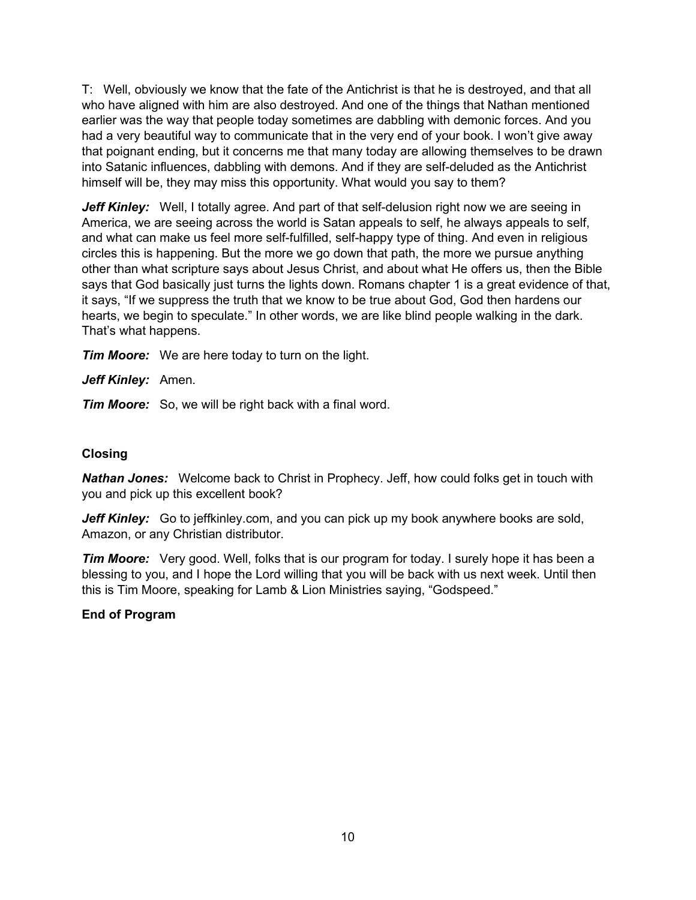T: Well, obviously we know that the fate of the Antichrist is that he is destroyed, and that all who have aligned with him are also destroyed. And one of the things that Nathan mentioned earlier was the way that people today sometimes are dabbling with demonic forces. And you had a very beautiful way to communicate that in the very end of your book. I won't give away that poignant ending, but it concerns me that many today are allowing themselves to be drawn into Satanic influences, dabbling with demons. And if they are self-deluded as the Antichrist himself will be, they may miss this opportunity. What would you say to them?

***Jeff Kinley:*** Well, I totally agree. And part of that self-delusion right now we are seeing in America, we are seeing across the world is Satan appeals to self, he always appeals to self, and what can make us feel more self-fulfilled, self-happy type of thing. And even in religious circles this is happening. But the more we go down that path, the more we pursue anything other than what scripture says about Jesus Christ, and about what He offers us, then the Bible says that God basically just turns the lights down. Romans chapter 1 is a great evidence of that, it says, "If we suppress the truth that we know to be true about God, God then hardens our hearts, we begin to speculate." In other words, we are like blind people walking in the dark. That's what happens.

***Tim Moore:*** We are here today to turn on the light.

***Jeff Kinley:*** Amen.

***Tim Moore:*** So, we will be right back with a final word.

**Closing**

***Nathan Jones:*** Welcome back to Christ in Prophecy. Jeff, how could folks get in touch with you and pick up this excellent book?

***Jeff Kinley:*** Go to jeffkinley.com, and you can pick up my book anywhere books are sold, Amazon, or any Christian distributor.

***Tim Moore:*** Very good. Well, folks that is our program for today. I surely hope it has been a blessing to you, and I hope the Lord willing that you will be back with us next week. Until then this is Tim Moore, speaking for Lamb & Lion Ministries saying, "Godspeed."

**End of Program**